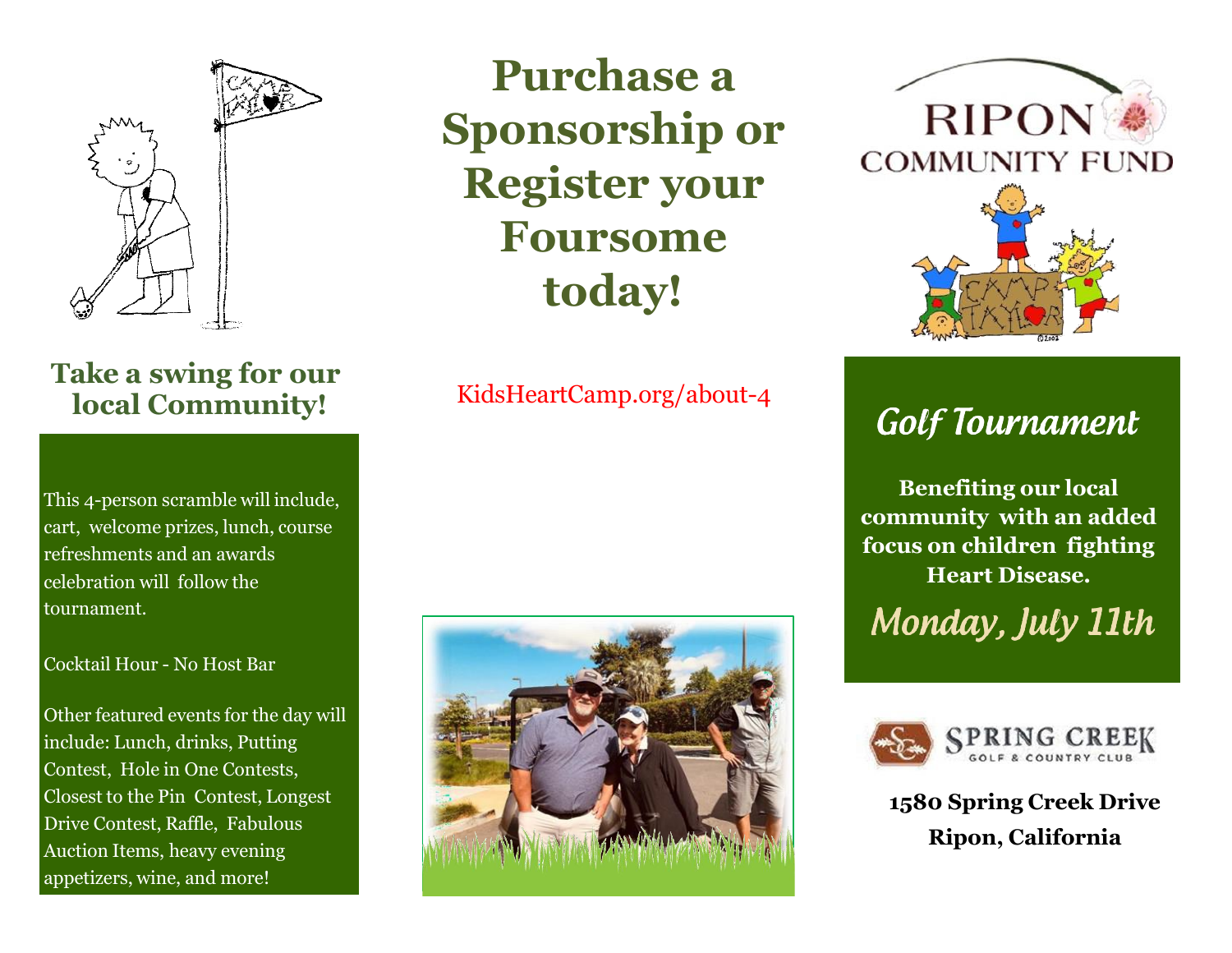# Purchase a Sponsorship or Register your Foursome today!

KidsHeartCamp.org/about-4

## Take a swing for our local Community!

This 4-person scramble will include, cart, welcome prizes, lunch, course refreshments and an awards celebration will follow the tournament.

Cocktail Hour - No Host Bar

Other featured events for the day will include: Lunch, drinks, Putting Contest, Hole in One Contests, Closest to the Pin Contest, Longest Drive Contest, Raffle, Fabulous Auction Items, heavy evening appetizers, wine, and more!

RIPON COMMUNITY FUND

CAMP TAYLOR

## *Golf Tournament*

**Benefiting our local community with an added focus on children fighting Heart Disease.**

### *Monday, July 11th*

SPRING CREEK GOLF & COUNTRY CLUB

**1580 Spring Creek Drive**
**Ripon, California**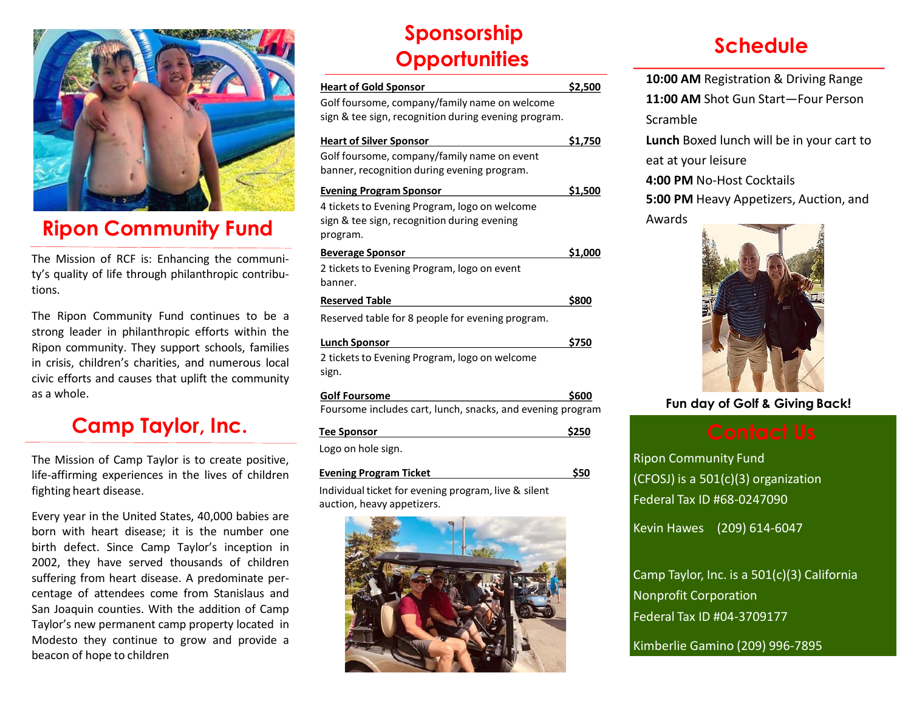## Ripon Community Fund

The Mission of RCF is: Enhancing the community's quality of life through philanthropic contributions.

The Ripon Community Fund continues to be a strong leader in philanthropic efforts within the Ripon community. They support schools, families in crisis, children's charities, and numerous local civic efforts and causes that uplift the community as a whole.

## Camp Taylor, Inc.

The Mission of Camp Taylor is to create positive, life-affirming experiences in the lives of children fighting heart disease.

Every year in the United States, 40,000 babies are born with heart disease; it is the number one birth defect. Since Camp Taylor's inception in 2002, they have served thousands of children suffering from heart disease. A predominate percentage of attendees come from Stanislaus and San Joaquin counties. With the addition of Camp Taylor's new permanent camp property located in Modesto they continue to grow and provide a beacon of hope to children

## Sponsorship Opportunities

**Heart of Gold Sponsor — $2,500**
Golf foursome, company/family name on welcome sign & tee sign, recognition during evening program.

**Heart of Silver Sponsor — $1,750**
Golf foursome, company/family name on event banner, recognition during evening program.

**Evening Program Sponsor — $1,500**
4 tickets to Evening Program, logo on welcome sign & tee sign, recognition during evening program.

**Beverage Sponsor — $1,000**
2 tickets to Evening Program, logo on event banner.

**Reserved Table — $800**
Reserved table for 8 people for evening program.

**Lunch Sponsor — $750**
2 tickets to Evening Program, logo on welcome sign.

**Golf Foursome — $600**
Foursome includes cart, lunch, snacks, and evening program

**Tee Sponsor — $250**
Logo on hole sign.

**Evening Program Ticket — $50**
Individual ticket for evening program, live & silent auction, heavy appetizers.

## Schedule

**10:00 AM** Registration & Driving Range
**11:00 AM** Shot Gun Start—Four Person Scramble
**Lunch** Boxed lunch will be in your cart to eat at your leisure
**4:00 PM** No-Host Cocktails
**5:00 PM** Heavy Appetizers, Auction, and Awards

**Fun day of Golf & Giving Back!**

## Contact Us

Ripon Community Fund
(CFOSJ) is a 501(c)(3) organization
Federal Tax ID #68-0247090

Kevin Hawes (209) 614-6047

Camp Taylor, Inc. is a 501(c)(3) California Nonprofit Corporation
Federal Tax ID #04-3709177

Kimberlie Gamino (209) 996-7895